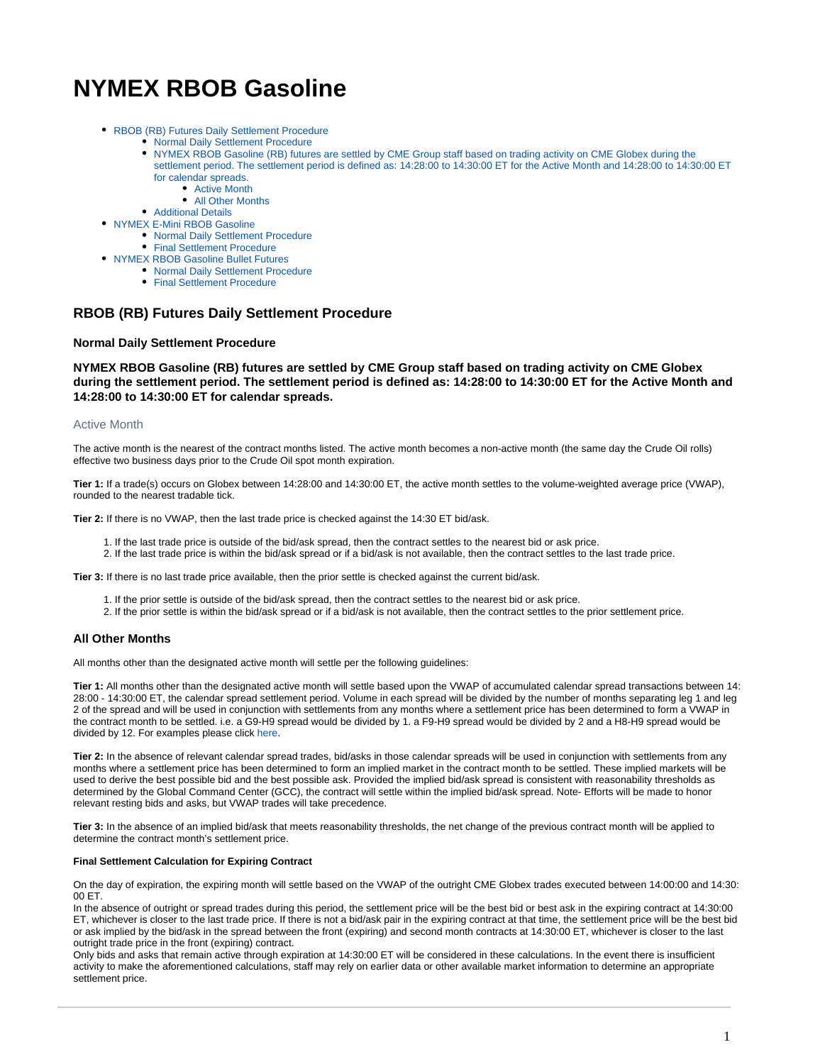# NYMEX RBOB Gasoline

- RBOB (RB) Futures Daily Settlement Procedure
  - Normal Daily Settlement Procedure
  - NYMEX RBOB Gasoline (RB) futures are settled by CME Group staff based on trading activity on CME Globex during the settlement period. The settlement period is defined as: 14:28:00 to 14:30:00 ET for the Active Month and 14:28:00 to 14:30:00 ET for calendar spreads.
    - Active Month
    - All Other Months
  - Additional Details
- NYMEX E-Mini RBOB Gasoline
  - Normal Daily Settlement Procedure
  - Final Settlement Procedure
- NYMEX RBOB Gasoline Bullet Futures
  - Normal Daily Settlement Procedure
  - Final Settlement Procedure

## RBOB (RB) Futures Daily Settlement Procedure

### Normal Daily Settlement Procedure

### NYMEX RBOB Gasoline (RB) futures are settled by CME Group staff based on trading activity on CME Globex during the settlement period. The settlement period is defined as: 14:28:00 to 14:30:00 ET for the Active Month and 14:28:00 to 14:30:00 ET for calendar spreads.

#### Active Month

The active month is the nearest of the contract months listed. The active month becomes a non-active month (the same day the Crude Oil rolls) effective two business days prior to the Crude Oil spot month expiration.

**Tier 1:** If a trade(s) occurs on Globex between 14:28:00 and 14:30:00 ET, the active month settles to the volume-weighted average price (VWAP), rounded to the nearest tradable tick.

**Tier 2:** If there is no VWAP, then the last trade price is checked against the 14:30 ET bid/ask.

1. If the last trade price is outside of the bid/ask spread, then the contract settles to the nearest bid or ask price.
2. If the last trade price is within the bid/ask spread or if a bid/ask is not available, then the contract settles to the last trade price.

**Tier 3:** If there is no last trade price available, then the prior settle is checked against the current bid/ask.

1. If the prior settle is outside of the bid/ask spread, then the contract settles to the nearest bid or ask price.
2. If the prior settle is within the bid/ask spread or if a bid/ask is not available, then the contract settles to the prior settlement price.

### All Other Months

All months other than the designated active month will settle per the following guidelines:

**Tier 1:** All months other than the designated active month will settle based upon the VWAP of accumulated calendar spread transactions between 14:28:00 - 14:30:00 ET, the calendar spread settlement period. Volume in each spread will be divided by the number of months separating leg 1 and leg 2 of the spread and will be used in conjunction with settlements from any months where a settlement price has been determined to form a VWAP in the contract month to be settled. i.e. a G9-H9 spread would be divided by 1. a F9-H9 spread would be divided by 2 and a H8-H9 spread would be divided by 12. For examples please click here.

**Tier 2:** In the absence of relevant calendar spread trades, bid/asks in those calendar spreads will be used in conjunction with settlements from any months where a settlement price has been determined to form an implied market in the contract month to be settled. These implied markets will be used to derive the best possible bid and the best possible ask. Provided the implied bid/ask spread is consistent with reasonability thresholds as determined by the Global Command Center (GCC), the contract will settle within the implied bid/ask spread. Note- Efforts will be made to honor relevant resting bids and asks, but VWAP trades will take precedence.

**Tier 3:** In the absence of an implied bid/ask that meets reasonability thresholds, the net change of the previous contract month will be applied to determine the contract month's settlement price.

##### Final Settlement Calculation for Expiring Contract

On the day of expiration, the expiring month will settle based on the VWAP of the outright CME Globex trades executed between 14:00:00 and 14:30:00 ET.
In the absence of outright or spread trades during this period, the settlement price will be the best bid or best ask in the expiring contract at 14:30:00 ET, whichever is closer to the last trade price. If there is not a bid/ask pair in the expiring contract at that time, the settlement price will be the best bid or ask implied by the bid/ask in the spread between the front (expiring) and second month contracts at 14:30:00 ET, whichever is closer to the last outright trade price in the front (expiring) contract.
Only bids and asks that remain active through expiration at 14:30:00 ET will be considered in these calculations. In the event there is insufficient activity to make the aforementioned calculations, staff may rely on earlier data or other available market information to determine an appropriate settlement price.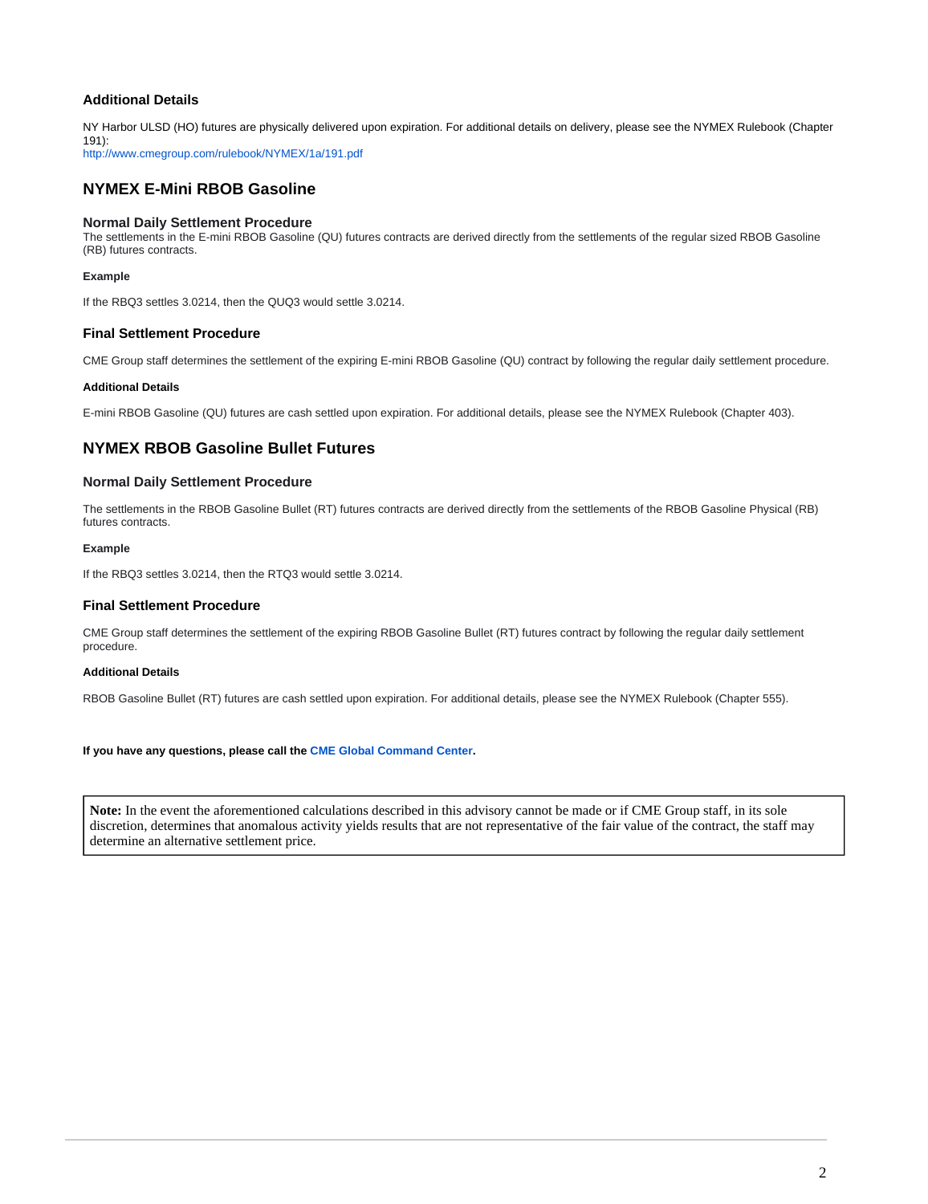### Additional Details

NY Harbor ULSD (HO) futures are physically delivered upon expiration. For additional details on delivery, please see the NYMEX Rulebook (Chapter 191):
http://www.cmegroup.com/rulebook/NYMEX/1a/191.pdf

## NYMEX E-Mini RBOB Gasoline

### Normal Daily Settlement Procedure

The settlements in the E-mini RBOB Gasoline (QU) futures contracts are derived directly from the settlements of the regular sized RBOB Gasoline (RB) futures contracts.

**Example**

If the RBQ3 settles 3.0214, then the QUQ3 would settle 3.0214.

### Final Settlement Procedure

CME Group staff determines the settlement of the expiring E-mini RBOB Gasoline (QU) contract by following the regular daily settlement procedure.

**Additional Details**

E-mini RBOB Gasoline (QU) futures are cash settled upon expiration. For additional details, please see the NYMEX Rulebook (Chapter 403).

## NYMEX RBOB Gasoline Bullet Futures

### Normal Daily Settlement Procedure

The settlements in the RBOB Gasoline Bullet (RT) futures contracts are derived directly from the settlements of the RBOB Gasoline Physical (RB) futures contracts.

**Example**

If the RBQ3 settles 3.0214, then the RTQ3 would settle 3.0214.

### Final Settlement Procedure

CME Group staff determines the settlement of the expiring RBOB Gasoline Bullet (RT) futures contract by following the regular daily settlement procedure.

**Additional Details**

RBOB Gasoline Bullet (RT) futures are cash settled upon expiration. For additional details, please see the NYMEX Rulebook (Chapter 555).

**If you have any questions, please call the CME Global Command Center.**

**Note:** In the event the aforementioned calculations described in this advisory cannot be made or if CME Group staff, in its sole discretion, determines that anomalous activity yields results that are not representative of the fair value of the contract, the staff may determine an alternative settlement price.